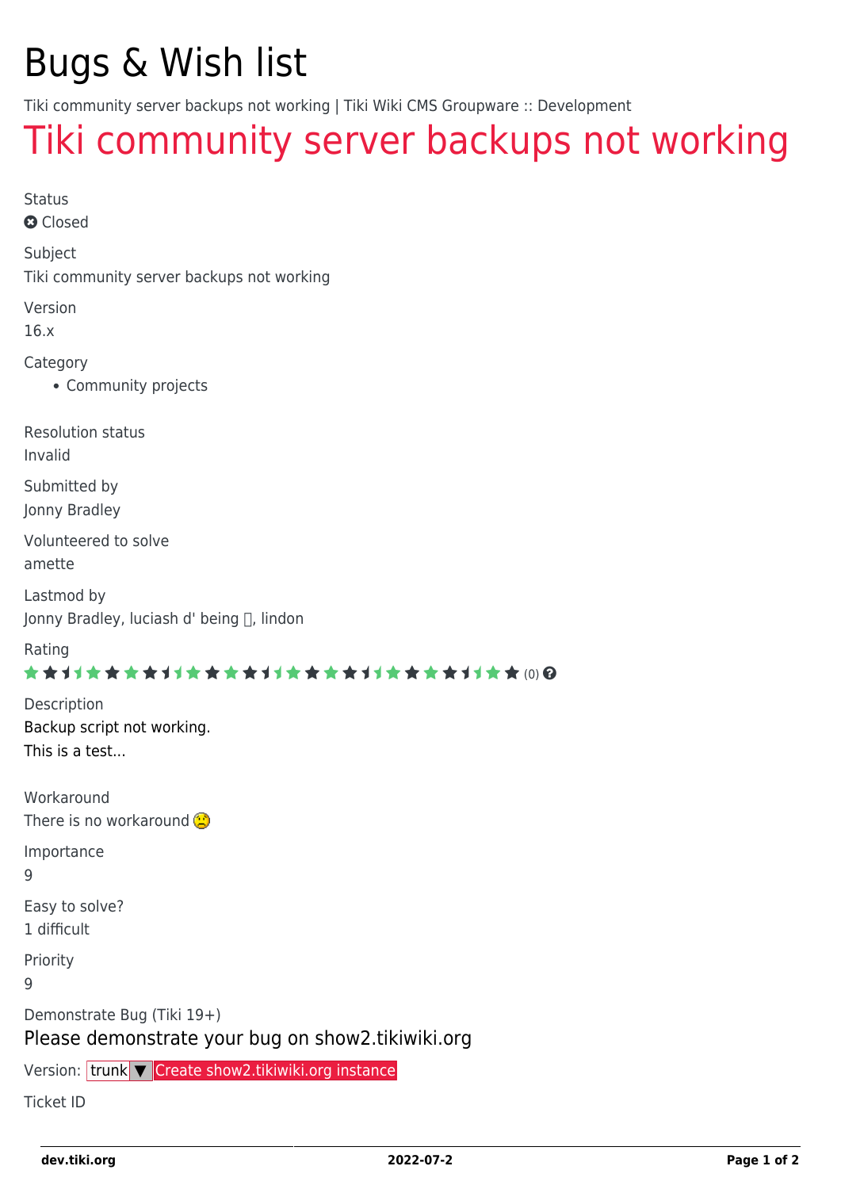# Bugs & Wish list

Tiki community server backups not working | Tiki Wiki CMS Groupware :: Development

## Tiki community server backups not working

Status

Closed

Subject

Tiki community server backups not working

Version

16.x

Category

- Community projects

Resolution status

Invalid

Submitted by

Jonny Bradley

Volunteered to solve

amette

Lastmod by

Jonny Bradley, luciash d' being , lindon

Rating

(0)

Description

Backup script not working.

This is a test...

Workaround

There is no workaround

Importance

9

Easy to solve?

1 difficult

Priority

9

Demonstrate Bug (Tiki 19+)

Please demonstrate your bug on show2.tikiwiki.org

Version: trunk ▼ Create show2.tikiwiki.org instance

Ticket ID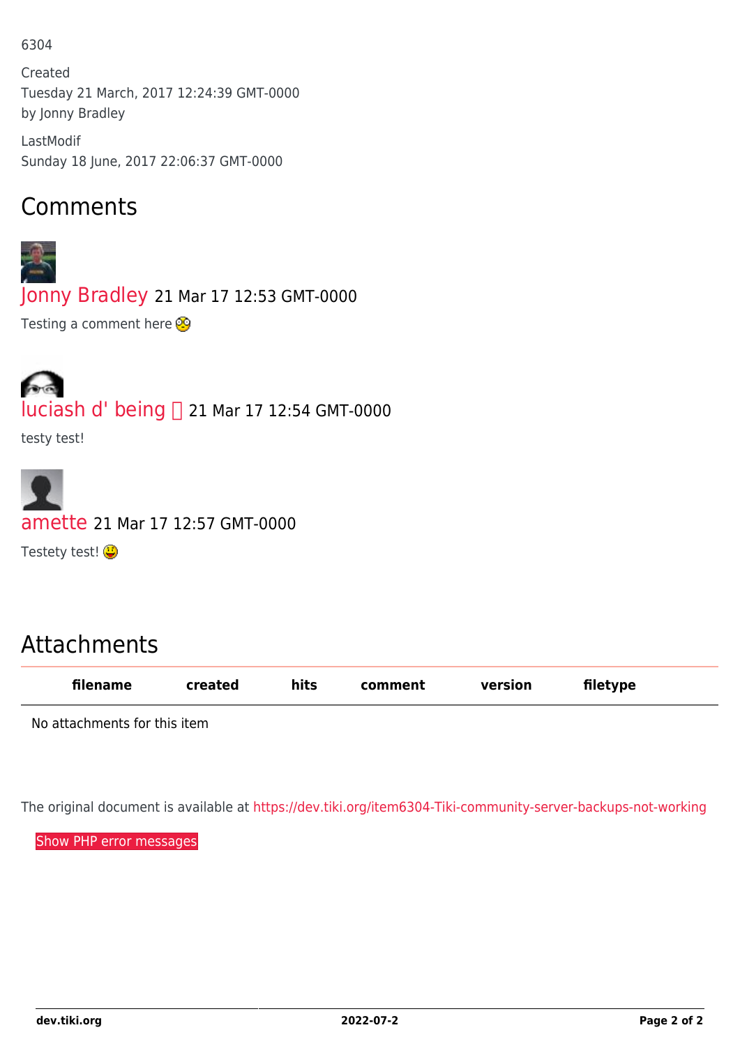6304

Created
Tuesday 21 March, 2017 12:24:39 GMT-0000
by Jonny Bradley

LastModif
Sunday 18 June, 2017 22:06:37 GMT-0000

## Comments

Jonny Bradley 21 Mar 17 12:53 GMT-0000

Testing a comment here

luciash d' being 21 Mar 17 12:54 GMT-0000

testy test!

amette 21 Mar 17 12:57 GMT-0000

Testety test!

## Attachments

| filename | created | hits | comment | version | filetype |
|---|---|---|---|---|---|
| No attachments for this item | | | | | |

The original document is available at https://dev.tiki.org/item6304-Tiki-community-server-backups-not-working

Show PHP error messages